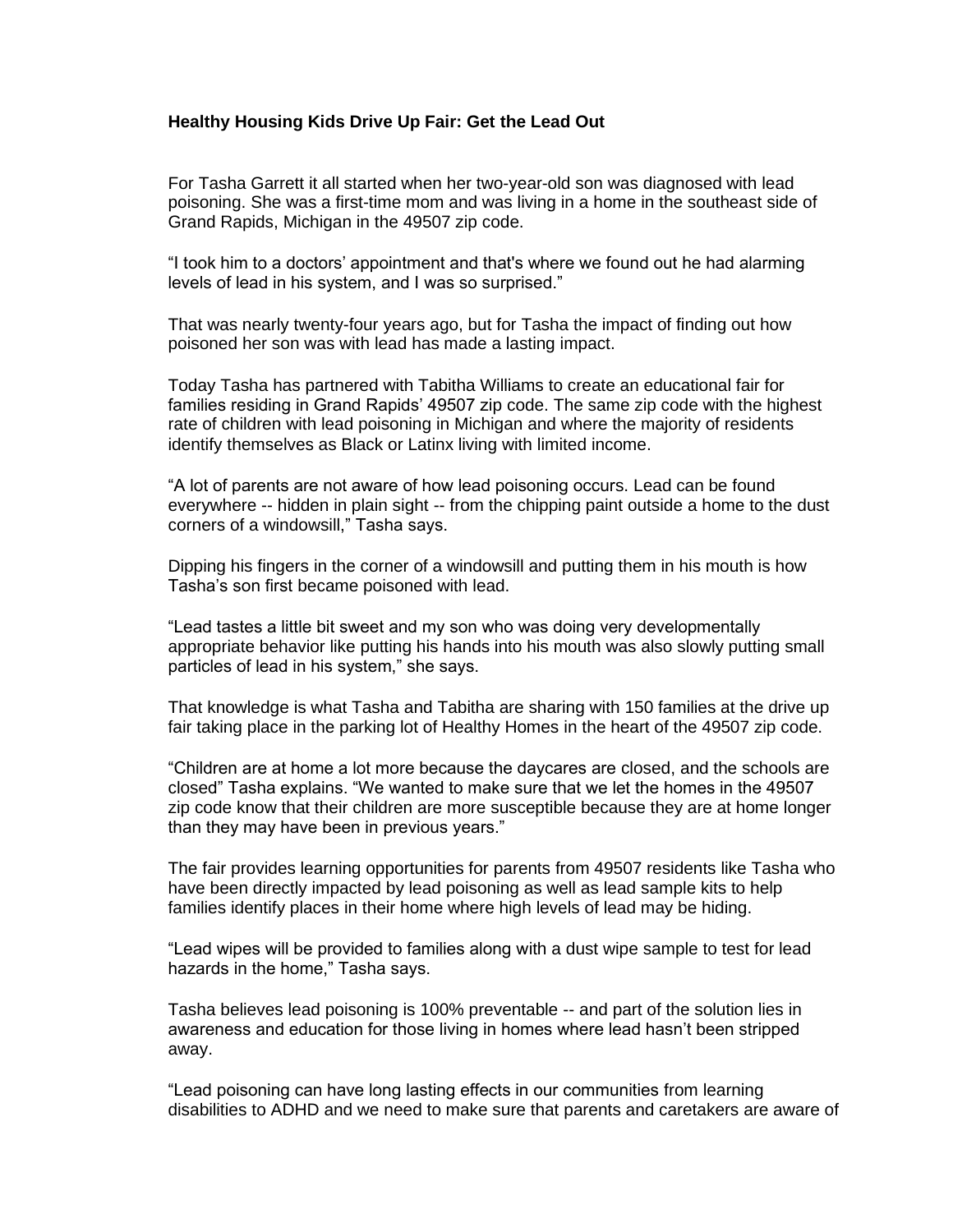**Healthy Housing Kids Drive Up Fair: Get the Lead Out**

For Tasha Garrett it all started when her two-year-old son was diagnosed with lead poisoning. She was a first-time mom and was living in a home in the southeast side of Grand Rapids, Michigan in the 49507 zip code.

"I took him to a doctors' appointment and that's where we found out he had alarming levels of lead in his system, and I was so surprised."

That was nearly twenty-four years ago, but for Tasha the impact of finding out how poisoned her son was with lead has made a lasting impact.

Today Tasha has partnered with Tabitha Williams to create an educational fair for families residing in Grand Rapids' 49507 zip code. The same zip code with the highest rate of children with lead poisoning in Michigan and where the majority of residents identify themselves as Black or Latinx living with limited income.

"A lot of parents are not aware of how lead poisoning occurs. Lead can be found everywhere -- hidden in plain sight -- from the chipping paint outside a home to the dust corners of a windowsill," Tasha says.

Dipping his fingers in the corner of a windowsill and putting them in his mouth is how Tasha's son first became poisoned with lead.

"Lead tastes a little bit sweet and my son who was doing very developmentally appropriate behavior like putting his hands into his mouth was also slowly putting small particles of lead in his system," she says.

That knowledge is what Tasha and Tabitha are sharing with 150 families at the drive up fair taking place in the parking lot of Healthy Homes in the heart of the 49507 zip code.

"Children are at home a lot more because the daycares are closed, and the schools are closed" Tasha explains. "We wanted to make sure that we let the homes in the 49507 zip code know that their children are more susceptible because they are at home longer than they may have been in previous years."

The fair provides learning opportunities for parents from 49507 residents like Tasha who have been directly impacted by lead poisoning as well as lead sample kits to help families identify places in their home where high levels of lead may be hiding.

"Lead wipes will be provided to families along with a dust wipe sample to test for lead hazards in the home," Tasha says.

Tasha believes lead poisoning is 100% preventable -- and part of the solution lies in awareness and education for those living in homes where lead hasn't been stripped away.

"Lead poisoning can have long lasting effects in our communities from learning disabilities to ADHD and we need to make sure that parents and caretakers are aware of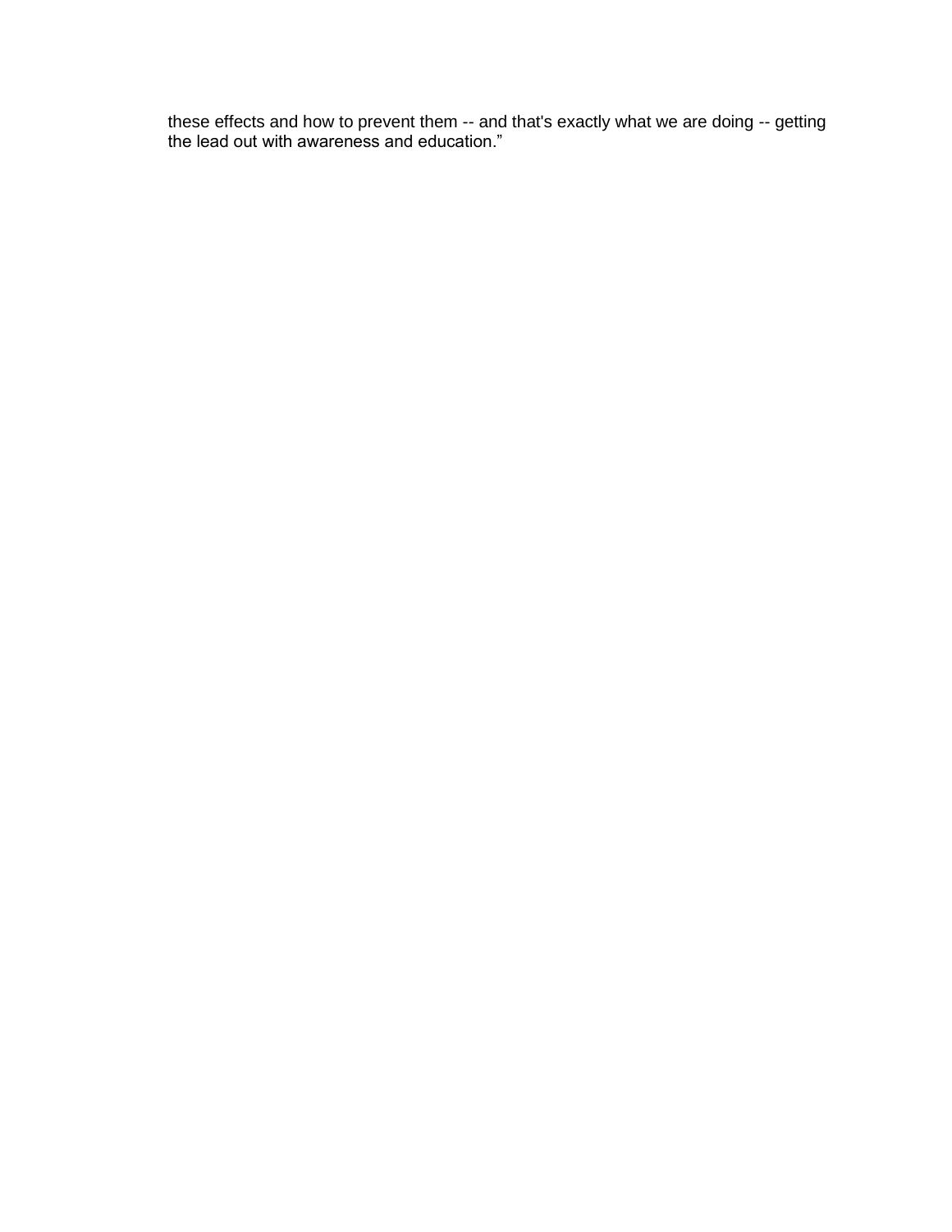these effects and how to prevent them -- and that's exactly what we are doing -- getting the lead out with awareness and education."